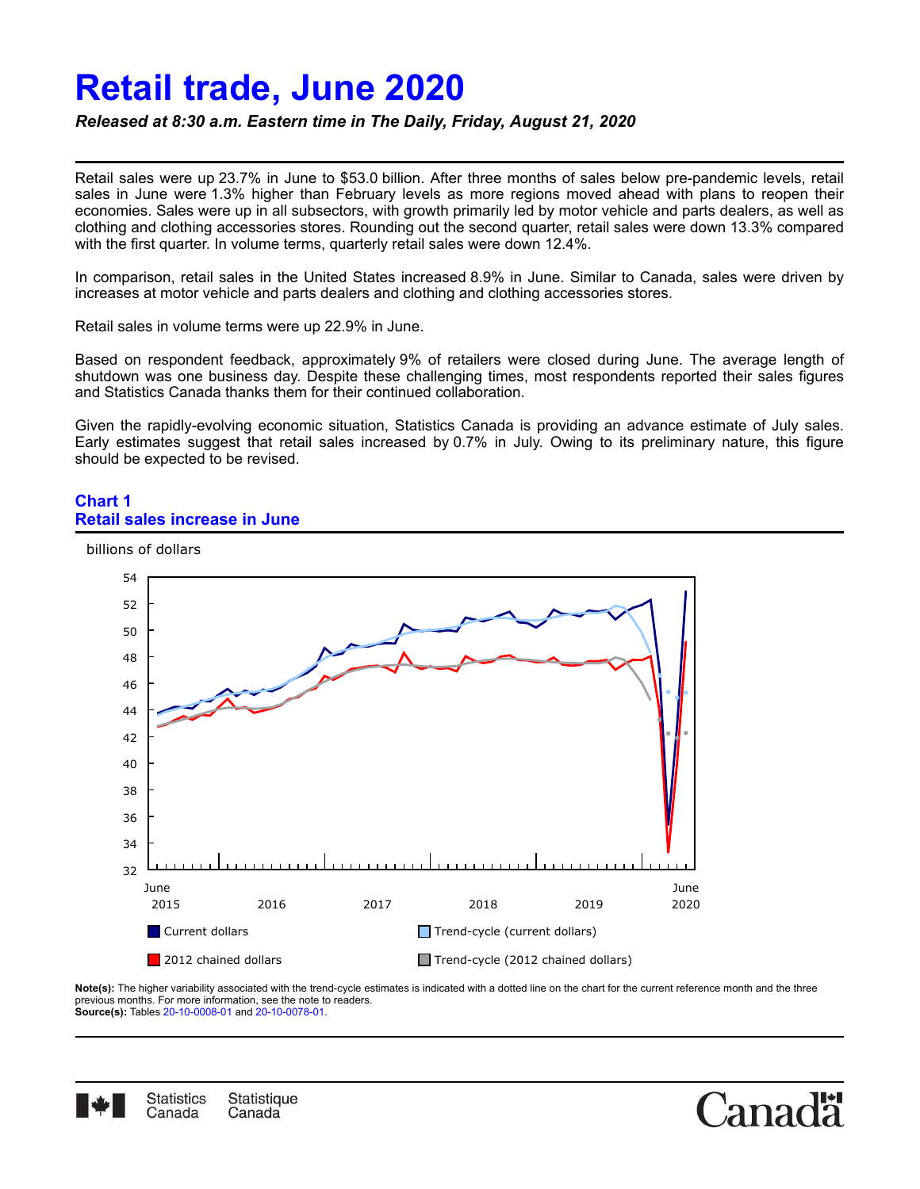# Retail trade, June 2020

***Released at 8:30 a.m. Eastern time in The Daily, Friday, August 21, 2020***

Retail sales were up 23.7% in June to $53.0 billion. After three months of sales below pre-pandemic levels, retail sales in June were 1.3% higher than February levels as more regions moved ahead with plans to reopen their economies. Sales were up in all subsectors, with growth primarily led by motor vehicle and parts dealers, as well as clothing and clothing accessories stores. Rounding out the second quarter, retail sales were down 13.3% compared with the first quarter. In volume terms, quarterly retail sales were down 12.4%.

In comparison, retail sales in the United States increased 8.9% in June. Similar to Canada, sales were driven by increases at motor vehicle and parts dealers and clothing and clothing accessories stores.

Retail sales in volume terms were up 22.9% in June.

Based on respondent feedback, approximately 9% of retailers were closed during June. The average length of shutdown was one business day. Despite these challenging times, most respondents reported their sales figures and Statistics Canada thanks them for their continued collaboration.

Given the rapidly-evolving economic situation, Statistics Canada is providing an advance estimate of July sales. Early estimates suggest that retail sales increased by 0.7% in July. Owing to its preliminary nature, this figure should be expected to be revised.

## Chart 1
## Retail sales increase in June

billions of dollars

54
52
50
48
46
44
42
40
38
36
34
32

June 2015
2016
2017
2018
2019
June 2020

Current dollars
Trend-cycle (current dollars)
2012 chained dollars
Trend-cycle (2012 chained dollars)

**Note(s):** The higher variability associated with the trend-cycle estimates is indicated with a dotted line on the chart for the current reference month and the three previous months. For more information, see the note to readers.
**Source(s):** Tables 20-10-0008-01 and 20-10-0078-01.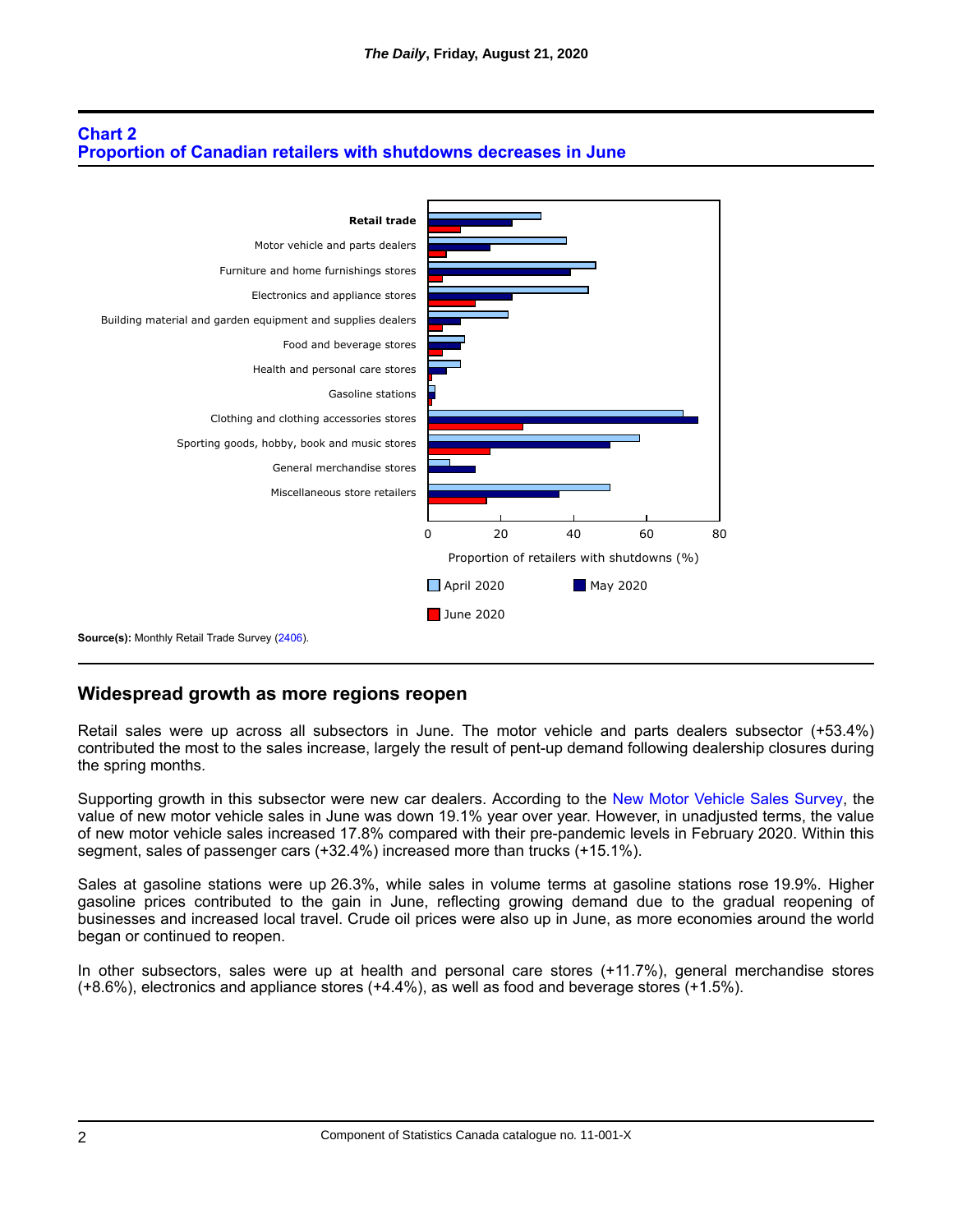## Chart 2
## Proportion of Canadian retailers with shutdowns decreases in June

**Retail trade**
Motor vehicle and parts dealers
Furniture and home furnishings stores
Electronics and appliance stores
Building material and garden equipment and supplies dealers
Food and beverage stores
Health and personal care stores
Gasoline stations
Clothing and clothing accessories stores
Sporting goods, hobby, book and music stores
General merchandise stores
Miscellaneous store retailers

0 20 40 60 80

Proportion of retailers with shutdowns (%)

April 2020
May 2020
June 2020

**Source(s):** Monthly Retail Trade Survey (2406).

## Widespread growth as more regions reopen

Retail sales were up across all subsectors in June. The motor vehicle and parts dealers subsector (+53.4%) contributed the most to the sales increase, largely the result of pent-up demand following dealership closures during the spring months.

Supporting growth in this subsector were new car dealers. According to the New Motor Vehicle Sales Survey, the value of new motor vehicle sales in June was down 19.1% year over year. However, in unadjusted terms, the value of new motor vehicle sales increased 17.8% compared with their pre-pandemic levels in February 2020. Within this segment, sales of passenger cars (+32.4%) increased more than trucks (+15.1%).

Sales at gasoline stations were up 26.3%, while sales in volume terms at gasoline stations rose 19.9%. Higher gasoline prices contributed to the gain in June, reflecting growing demand due to the gradual reopening of businesses and increased local travel. Crude oil prices were also up in June, as more economies around the world began or continued to reopen.

In other subsectors, sales were up at health and personal care stores (+11.7%), general merchandise stores (+8.6%), electronics and appliance stores (+4.4%), as well as food and beverage stores (+1.5%).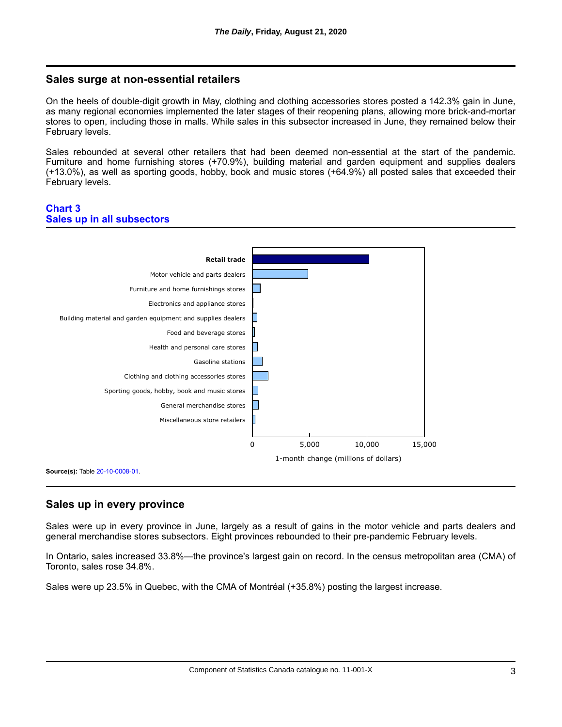## Sales surge at non-essential retailers

On the heels of double-digit growth in May, clothing and clothing accessories stores posted a 142.3% gain in June, as many regional economies implemented the later stages of their reopening plans, allowing more brick-and-mortar stores to open, including those in malls. While sales in this subsector increased in June, they remained below their February levels.

Sales rebounded at several other retailers that had been deemed non-essential at the start of the pandemic. Furniture and home furnishing stores (+70.9%), building material and garden equipment and supplies dealers (+13.0%), as well as sporting goods, hobby, book and music stores (+64.9%) all posted sales that exceeded their February levels.

### Chart 3
### Sales up in all subsectors

**Retail trade**
Motor vehicle and parts dealers
Furniture and home furnishings stores
Electronics and appliance stores
Building material and garden equipment and supplies dealers
Food and beverage stores
Health and personal care stores
Gasoline stations
Clothing and clothing accessories stores
Sporting goods, hobby, book and music stores
General merchandise stores
Miscellaneous store retailers

0
5,000
10,000
15,000

1-month change (millions of dollars)

**Source(s):** Table 20-10-0008-01.

## Sales up in every province

Sales were up in every province in June, largely as a result of gains in the motor vehicle and parts dealers and general merchandise stores subsectors. Eight provinces rebounded to their pre-pandemic February levels.

In Ontario, sales increased 33.8%—the province's largest gain on record. In the census metropolitan area (CMA) of Toronto, sales rose 34.8%.

Sales were up 23.5% in Quebec, with the CMA of Montréal (+35.8%) posting the largest increase.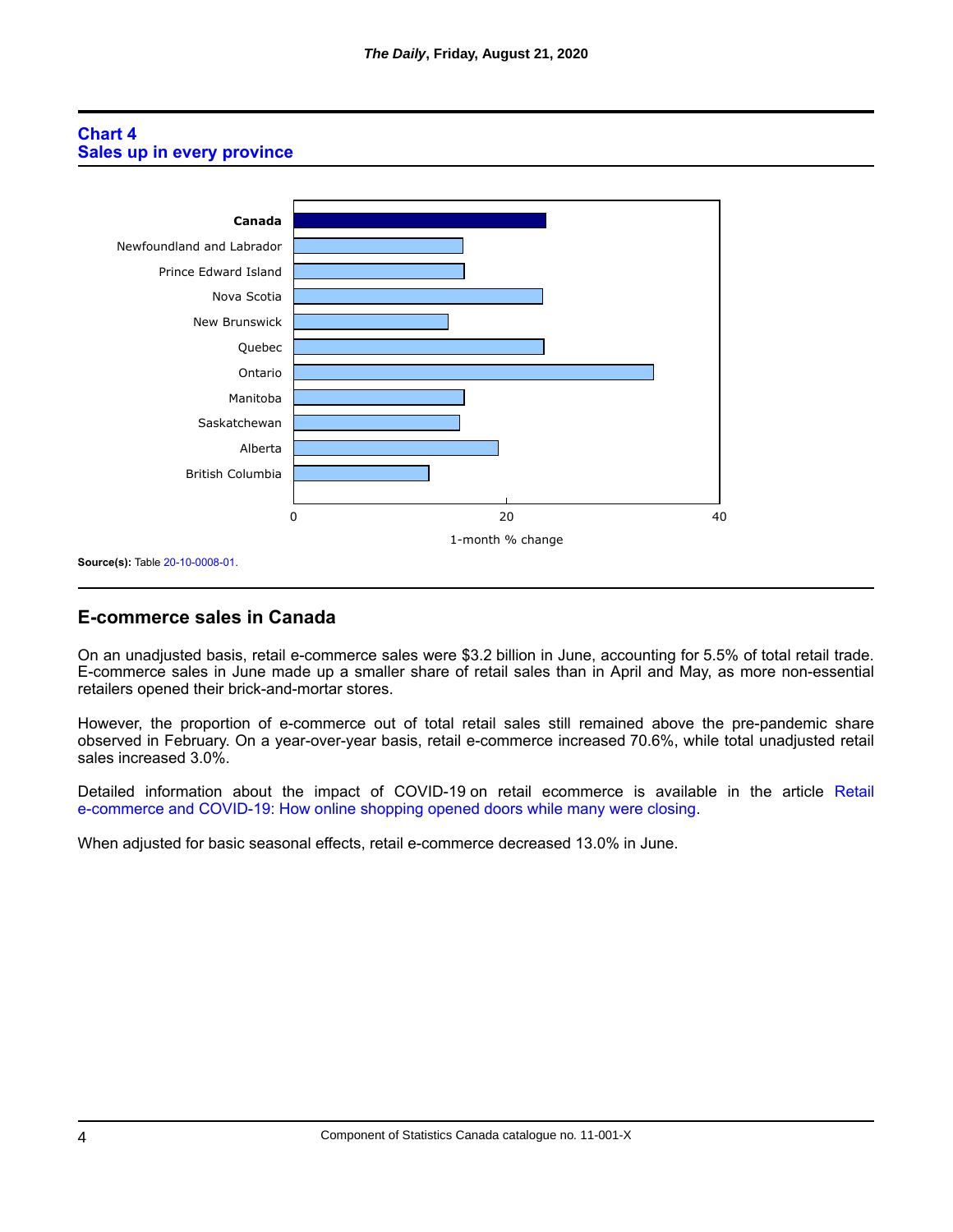**Chart 4**
**Sales up in every province**

Canada
Newfoundland and Labrador
Prince Edward Island
Nova Scotia
New Brunswick
Quebec
Ontario
Manitoba
Saskatchewan
Alberta
British Columbia

0
20
40

1-month % change

**Source(s):** Table 20-10-0008-01.

## E-commerce sales in Canada

On an unadjusted basis, retail e-commerce sales were $3.2 billion in June, accounting for 5.5% of total retail trade. E-commerce sales in June made up a smaller share of retail sales than in April and May, as more non-essential retailers opened their brick-and-mortar stores.

However, the proportion of e-commerce out of total retail sales still remained above the pre-pandemic share observed in February. On a year-over-year basis, retail e-commerce increased 70.6%, while total unadjusted retail sales increased 3.0%.

Detailed information about the impact of COVID-19 on retail ecommerce is available in the article Retail e-commerce and COVID-19: How online shopping opened doors while many were closing.

When adjusted for basic seasonal effects, retail e-commerce decreased 13.0% in June.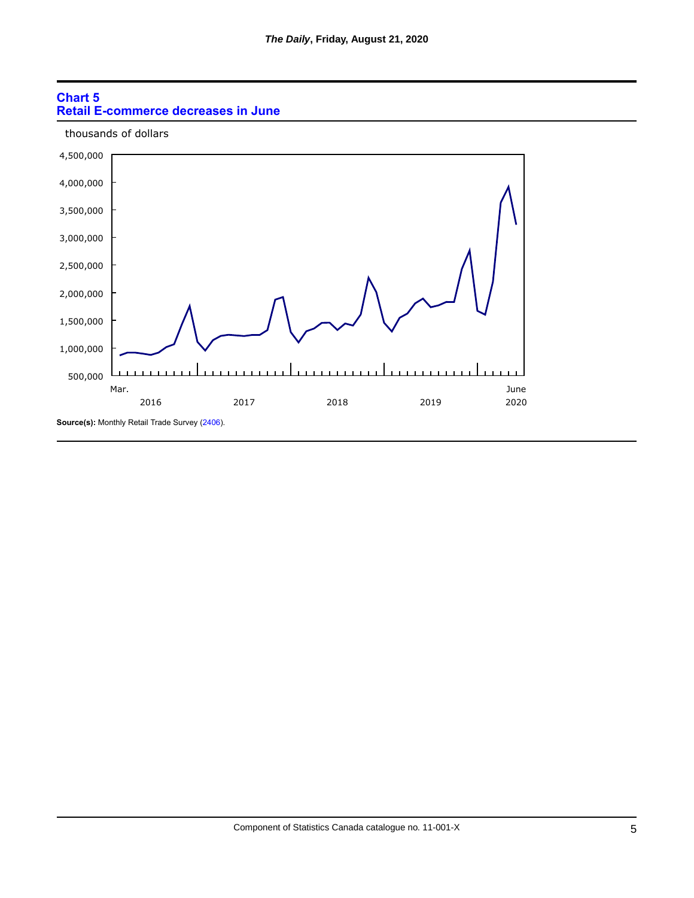**Chart 5**
**Retail E-commerce decreases in June**

thousands of dollars

4,500,000
4,000,000
3,500,000
3,000,000
2,500,000
2,000,000
1,500,000
1,000,000
500,000

Mar.
2016
2017
2018
2019
June
2020

**Source(s):** Monthly Retail Trade Survey (2406).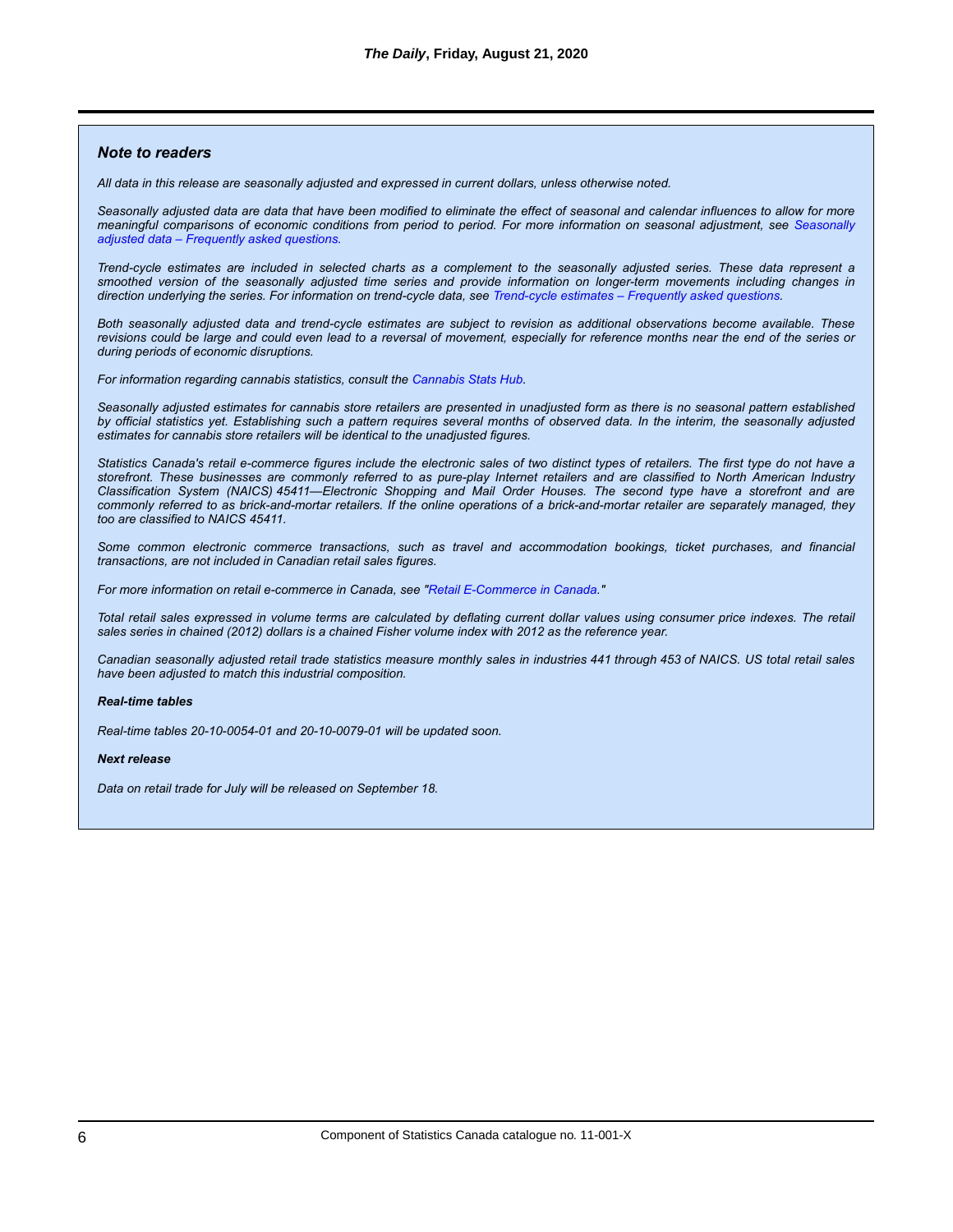## *Note to readers*

*All data in this release are seasonally adjusted and expressed in current dollars, unless otherwise noted.*

*Seasonally adjusted data are data that have been modified to eliminate the effect of seasonal and calendar influences to allow for more meaningful comparisons of economic conditions from period to period. For more information on seasonal adjustment, see Seasonally adjusted data – Frequently asked questions.*

*Trend-cycle estimates are included in selected charts as a complement to the seasonally adjusted series. These data represent a smoothed version of the seasonally adjusted time series and provide information on longer-term movements including changes in direction underlying the series. For information on trend-cycle data, see Trend-cycle estimates – Frequently asked questions.*

*Both seasonally adjusted data and trend-cycle estimates are subject to revision as additional observations become available. These revisions could be large and could even lead to a reversal of movement, especially for reference months near the end of the series or during periods of economic disruptions.*

*For information regarding cannabis statistics, consult the Cannabis Stats Hub.*

*Seasonally adjusted estimates for cannabis store retailers are presented in unadjusted form as there is no seasonal pattern established by official statistics yet. Establishing such a pattern requires several months of observed data. In the interim, the seasonally adjusted estimates for cannabis store retailers will be identical to the unadjusted figures.*

*Statistics Canada's retail e-commerce figures include the electronic sales of two distinct types of retailers. The first type do not have a storefront. These businesses are commonly referred to as pure-play Internet retailers and are classified to North American Industry Classification System (NAICS) 45411—Electronic Shopping and Mail Order Houses. The second type have a storefront and are commonly referred to as brick-and-mortar retailers. If the online operations of a brick-and-mortar retailer are separately managed, they too are classified to NAICS 45411.*

*Some common electronic commerce transactions, such as travel and accommodation bookings, ticket purchases, and financial transactions, are not included in Canadian retail sales figures.*

*For more information on retail e-commerce in Canada, see "Retail E-Commerce in Canada."*

*Total retail sales expressed in volume terms are calculated by deflating current dollar values using consumer price indexes. The retail sales series in chained (2012) dollars is a chained Fisher volume index with 2012 as the reference year.*

*Canadian seasonally adjusted retail trade statistics measure monthly sales in industries 441 through 453 of NAICS. US total retail sales have been adjusted to match this industrial composition.*

***Real-time tables***

*Real-time tables 20-10-0054-01 and 20-10-0079-01 will be updated soon.*

***Next release***

*Data on retail trade for July will be released on September 18.*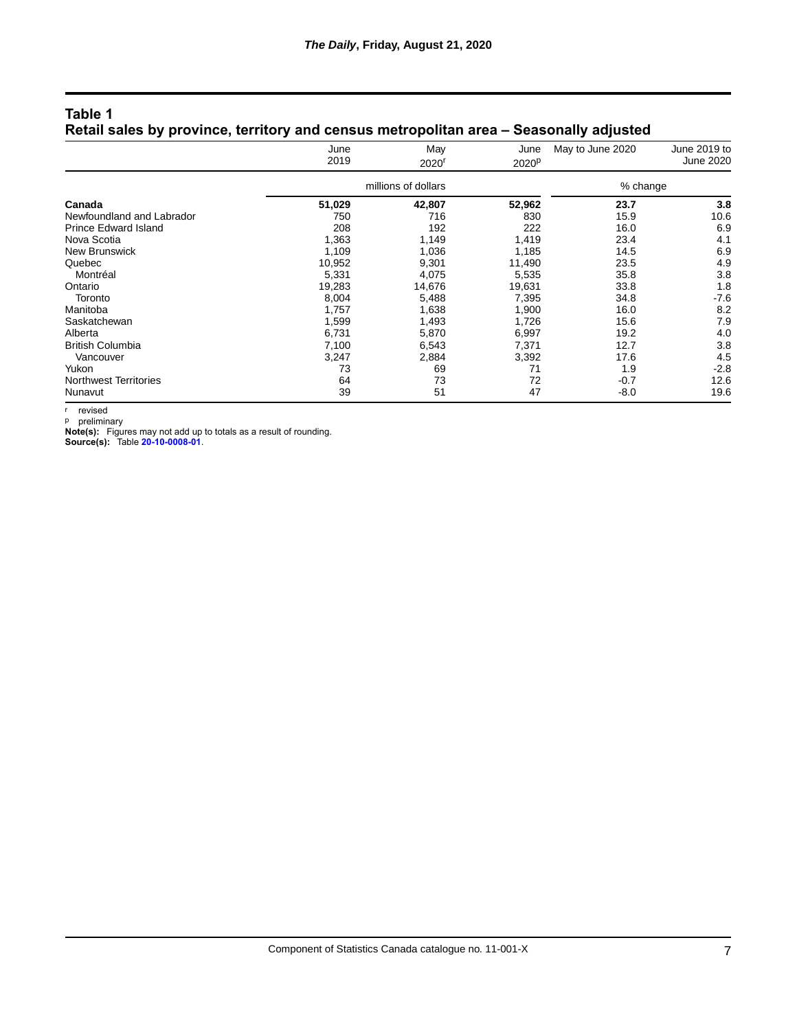## Table 1
## Retail sales by province, territory and census metropolitan area – Seasonally adjusted

| | June 2019 | May 2020[r] | June 2020[p] | May to June 2020 | June 2019 to June 2020 |
|---|---|---|---|---|---|
| | millions of dollars | | | % change | |
| **Canada** | **51,029** | **42,807** | **52,962** | **23.7** | **3.8** |
| Newfoundland and Labrador | 750 | 716 | 830 | 15.9 | 10.6 |
| Prince Edward Island | 208 | 192 | 222 | 16.0 | 6.9 |
| Nova Scotia | 1,363 | 1,149 | 1,419 | 23.4 | 4.1 |
| New Brunswick | 1,109 | 1,036 | 1,185 | 14.5 | 6.9 |
| Quebec | 10,952 | 9,301 | 11,490 | 23.5 | 4.9 |
| Montréal | 5,331 | 4,075 | 5,535 | 35.8 | 3.8 |
| Ontario | 19,283 | 14,676 | 19,631 | 33.8 | 1.8 |
| Toronto | 8,004 | 5,488 | 7,395 | 34.8 | -7.6 |
| Manitoba | 1,757 | 1,638 | 1,900 | 16.0 | 8.2 |
| Saskatchewan | 1,599 | 1,493 | 1,726 | 15.6 | 7.9 |
| Alberta | 6,731 | 5,870 | 6,997 | 19.2 | 4.0 |
| British Columbia | 7,100 | 6,543 | 7,371 | 12.7 | 3.8 |
| Vancouver | 3,247 | 2,884 | 3,392 | 17.6 | 4.5 |
| Yukon | 73 | 69 | 71 | 1.9 | -2.8 |
| Northwest Territories | 64 | 73 | 72 | -0.7 | 12.6 |
| Nunavut | 39 | 51 | 47 | -8.0 | 19.6 |

r revised

p preliminary

**Note(s):** Figures may not add up to totals as a result of rounding.

**Source(s):** Table **20-10-0008-01**.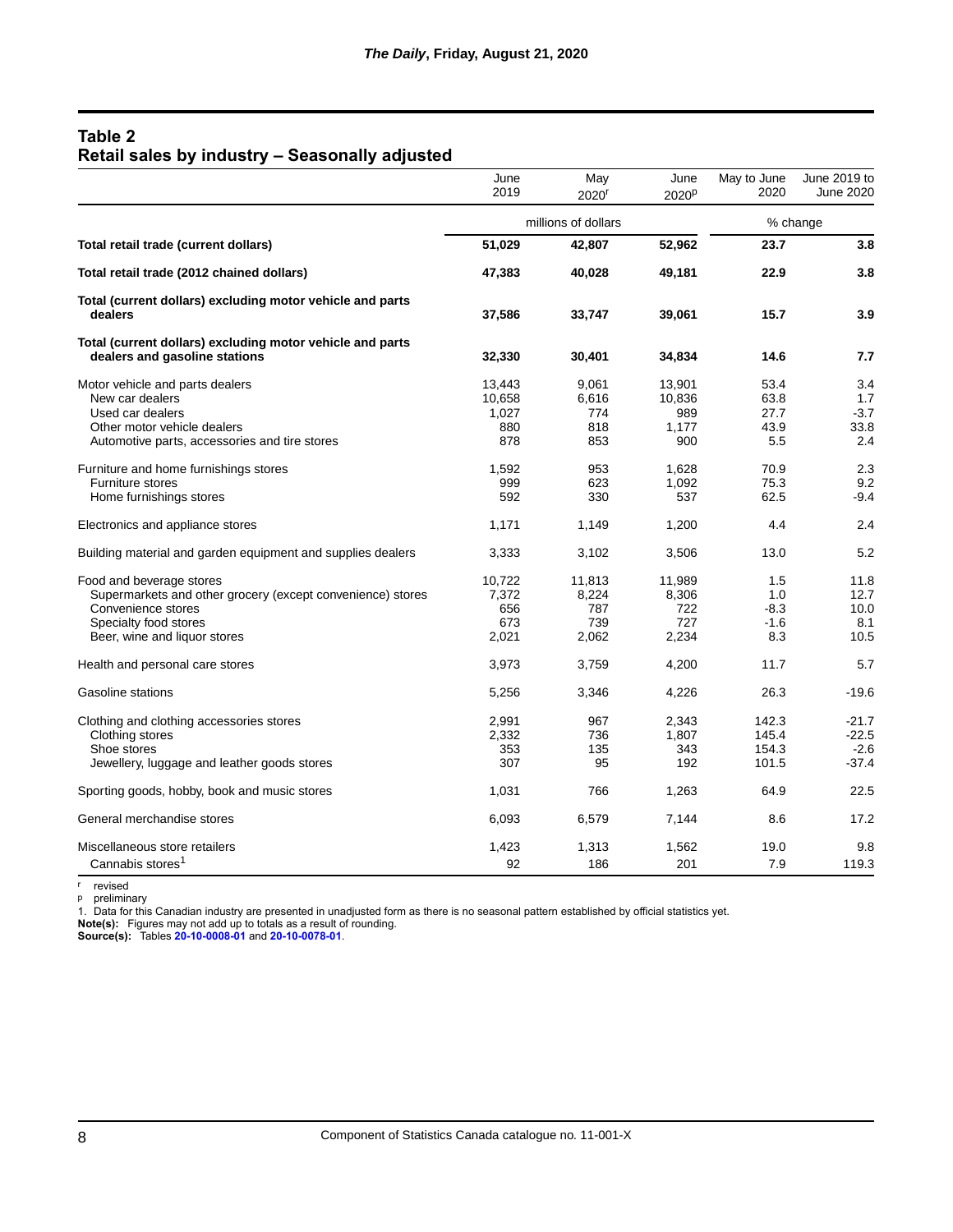## Table 2
## Retail sales by industry – Seasonally adjusted

| | June 2019 | May 2020[r] | June 2020[p] | May to June 2020 | June 2019 to June 2020 |
|---|---|---|---|---|---|
| | millions of dollars | | | % change | |
| **Total retail trade (current dollars)** | **51,029** | **42,807** | **52,962** | **23.7** | **3.8** |
| **Total retail trade (2012 chained dollars)** | **47,383** | **40,028** | **49,181** | **22.9** | **3.8** |
| **Total (current dollars) excluding motor vehicle and parts dealers** | **37,586** | **33,747** | **39,061** | **15.7** | **3.9** |
| **Total (current dollars) excluding motor vehicle and parts dealers and gasoline stations** | **32,330** | **30,401** | **34,834** | **14.6** | **7.7** |
| Motor vehicle and parts dealers | 13,443 | 9,061 | 13,901 | 53.4 | 3.4 |
| New car dealers | 10,658 | 6,616 | 10,836 | 63.8 | 1.7 |
| Used car dealers | 1,027 | 774 | 989 | 27.7 | -3.7 |
| Other motor vehicle dealers | 880 | 818 | 1,177 | 43.9 | 33.8 |
| Automotive parts, accessories and tire stores | 878 | 853 | 900 | 5.5 | 2.4 |
| Furniture and home furnishings stores | 1,592 | 953 | 1,628 | 70.9 | 2.3 |
| Furniture stores | 999 | 623 | 1,092 | 75.3 | 9.2 |
| Home furnishings stores | 592 | 330 | 537 | 62.5 | -9.4 |
| Electronics and appliance stores | 1,171 | 1,149 | 1,200 | 4.4 | 2.4 |
| Building material and garden equipment and supplies dealers | 3,333 | 3,102 | 3,506 | 13.0 | 5.2 |
| Food and beverage stores | 10,722 | 11,813 | 11,989 | 1.5 | 11.8 |
| Supermarkets and other grocery (except convenience) stores | 7,372 | 8,224 | 8,306 | 1.0 | 12.7 |
| Convenience stores | 656 | 787 | 722 | -8.3 | 10.0 |
| Specialty food stores | 673 | 739 | 727 | -1.6 | 8.1 |
| Beer, wine and liquor stores | 2,021 | 2,062 | 2,234 | 8.3 | 10.5 |
| Health and personal care stores | 3,973 | 3,759 | 4,200 | 11.7 | 5.7 |
| Gasoline stations | 5,256 | 3,346 | 4,226 | 26.3 | -19.6 |
| Clothing and clothing accessories stores | 2,991 | 967 | 2,343 | 142.3 | -21.7 |
| Clothing stores | 2,332 | 736 | 1,807 | 145.4 | -22.5 |
| Shoe stores | 353 | 135 | 343 | 154.3 | -2.6 |
| Jewellery, luggage and leather goods stores | 307 | 95 | 192 | 101.5 | -37.4 |
| Sporting goods, hobby, book and music stores | 1,031 | 766 | 1,263 | 64.9 | 22.5 |
| General merchandise stores | 6,093 | 6,579 | 7,144 | 8.6 | 17.2 |
| Miscellaneous store retailers | 1,423 | 1,313 | 1,562 | 19.0 | 9.8 |
| Cannabis stores[1] | 92 | 186 | 201 | 7.9 | 119.3 |

r revised
p preliminary
1. Data for this Canadian industry are presented in unadjusted form as there is no seasonal pattern established by official statistics yet.
**Note(s):** Figures may not add up to totals as a result of rounding.
**Source(s):** Tables **20-10-0008-01** and **20-10-0078-01**.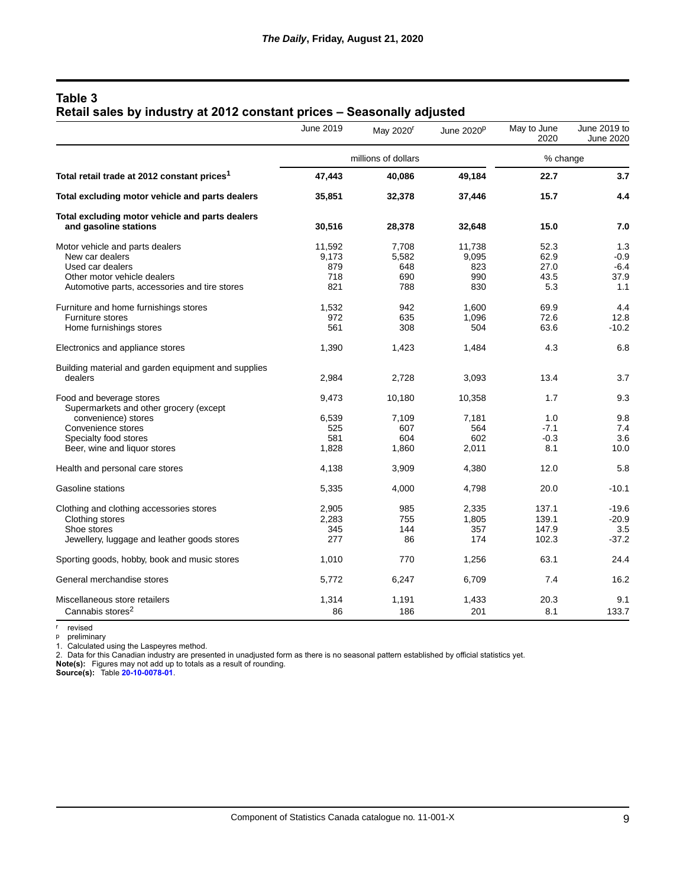## Table 3
## Retail sales by industry at 2012 constant prices – Seasonally adjusted

| | June 2019 | May 2020[r] | June 2020[p] | May to June 2020 | June 2019 to June 2020 |
|---|---|---|---|---|---|
| | millions of dollars | | | % change | |
| **Total retail trade at 2012 constant prices[1]** | **47,443** | **40,086** | **49,184** | **22.7** | **3.7** |
| **Total excluding motor vehicle and parts dealers** | **35,851** | **32,378** | **37,446** | **15.7** | **4.4** |
| **Total excluding motor vehicle and parts dealers and gasoline stations** | **30,516** | **28,378** | **32,648** | **15.0** | **7.0** |
| Motor vehicle and parts dealers | 11,592 | 7,708 | 11,738 | 52.3 | 1.3 |
| New car dealers | 9,173 | 5,582 | 9,095 | 62.9 | -0.9 |
| Used car dealers | 879 | 648 | 823 | 27.0 | -6.4 |
| Other motor vehicle dealers | 718 | 690 | 990 | 43.5 | 37.9 |
| Automotive parts, accessories and tire stores | 821 | 788 | 830 | 5.3 | 1.1 |
| Furniture and home furnishings stores | 1,532 | 942 | 1,600 | 69.9 | 4.4 |
| Furniture stores | 972 | 635 | 1,096 | 72.6 | 12.8 |
| Home furnishings stores | 561 | 308 | 504 | 63.6 | -10.2 |
| Electronics and appliance stores | 1,390 | 1,423 | 1,484 | 4.3 | 6.8 |
| Building material and garden equipment and supplies dealers | 2,984 | 2,728 | 3,093 | 13.4 | 3.7 |
| Food and beverage stores | 9,473 | 10,180 | 10,358 | 1.7 | 9.3 |
| Supermarkets and other grocery (except convenience) stores | 6,539 | 7,109 | 7,181 | 1.0 | 9.8 |
| Convenience stores | 525 | 607 | 564 | -7.1 | 7.4 |
| Specialty food stores | 581 | 604 | 602 | -0.3 | 3.6 |
| Beer, wine and liquor stores | 1,828 | 1,860 | 2,011 | 8.1 | 10.0 |
| Health and personal care stores | 4,138 | 3,909 | 4,380 | 12.0 | 5.8 |
| Gasoline stations | 5,335 | 4,000 | 4,798 | 20.0 | -10.1 |
| Clothing and clothing accessories stores | 2,905 | 985 | 2,335 | 137.1 | -19.6 |
| Clothing stores | 2,283 | 755 | 1,805 | 139.1 | -20.9 |
| Shoe stores | 345 | 144 | 357 | 147.9 | 3.5 |
| Jewellery, luggage and leather goods stores | 277 | 86 | 174 | 102.3 | -37.2 |
| Sporting goods, hobby, book and music stores | 1,010 | 770 | 1,256 | 63.1 | 24.4 |
| General merchandise stores | 5,772 | 6,247 | 6,709 | 7.4 | 16.2 |
| Miscellaneous store retailers | 1,314 | 1,191 | 1,433 | 20.3 | 9.1 |
| Cannabis stores[2] | 86 | 186 | 201 | 8.1 | 133.7 |

r revised
p preliminary
1. Calculated using the Laspeyres method.
2. Data for this Canadian industry are presented in unadjusted form as there is no seasonal pattern established by official statistics yet.
**Note(s):** Figures may not add up to totals as a result of rounding.
**Source(s):** Table **20-10-0078-01**.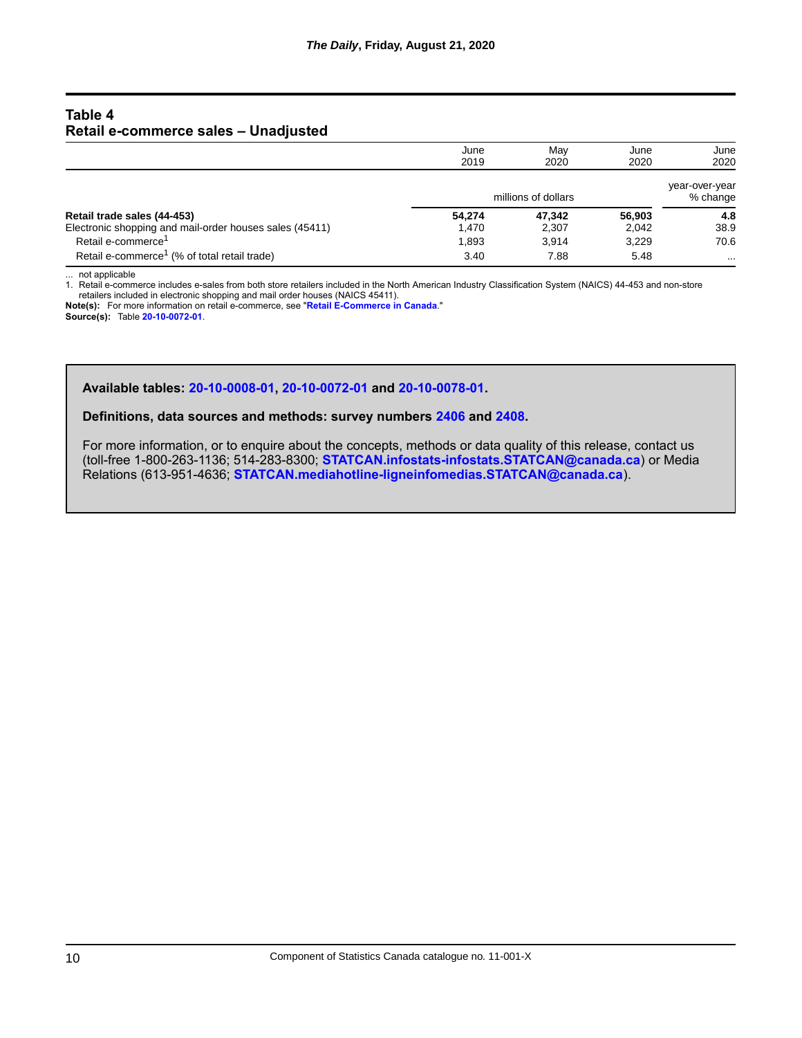## Table 4
## Retail e-commerce sales – Unadjusted

| | June 2019 | May 2020 | June 2020 | June 2020 |
|---|---|---|---|---|
| | millions of dollars | | | year-over-year % change |
| **Retail trade sales (44-453)** | **54,274** | **47,342** | **56,903** | **4.8** |
| Electronic shopping and mail-order houses sales (45411) | 1,470 | 2,307 | 2,042 | 38.9 |
| Retail e-commerce[1] | 1,893 | 3,914 | 3,229 | 70.6 |
| Retail e-commerce[1] (% of total retail trade) | 3.40 | 7.88 | 5.48 | ... |

... not applicable
1. Retail e-commerce includes e-sales from both store retailers included in the North American Industry Classification System (NAICS) 44-453 and non-store retailers included in electronic shopping and mail order houses (NAICS 45411).
**Note(s):** For more information on retail e-commerce, see "**Retail E-Commerce in Canada**."
**Source(s):** Table **20-10-0072-01**.

**Available tables: 20-10-0008-01, 20-10-0072-01 and 20-10-0078-01.**

**Definitions, data sources and methods: survey numbers 2406 and 2408.**

For more information, or to enquire about the concepts, methods or data quality of this release, contact us (toll-free 1-800-263-1136; 514-283-8300; **STATCAN.infostats-infostats.STATCAN@canada.ca**) or Media Relations (613-951-4636; **STATCAN.mediahotline-ligneinfomedias.STATCAN@canada.ca**).